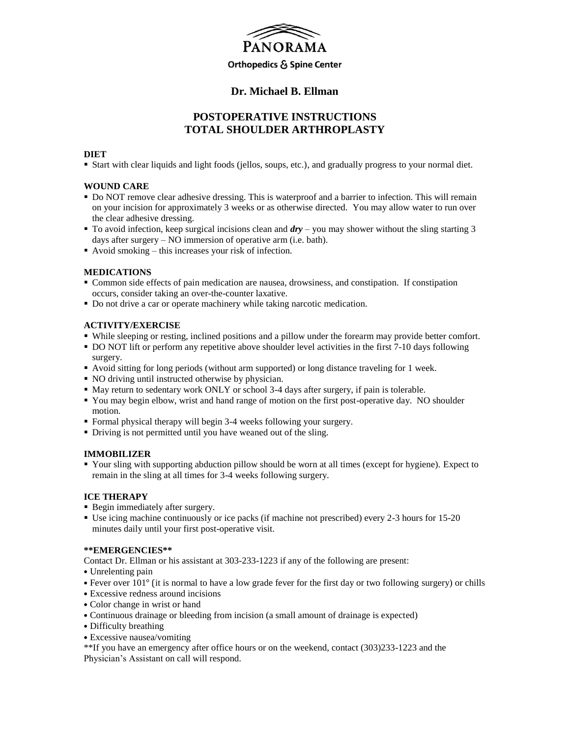**PANORAMA**

**Orthopedics & Spine Center**

## Dr. Michael B. Ellman

# POSTOPERATIVE INSTRUCTIONS
# TOTAL SHOULDER ARTHROPLASTY

### DIET

- Start with clear liquids and light foods (jellos, soups, etc.), and gradually progress to your normal diet.

### WOUND CARE

- Do NOT remove clear adhesive dressing. This is waterproof and a barrier to infection. This will remain on your incision for approximately 3 weeks or as otherwise directed. You may allow water to run over the clear adhesive dressing.
- To avoid infection, keep surgical incisions clean and ***dry*** – you may shower without the sling starting 3 days after surgery – NO immersion of operative arm (i.e. bath).
- Avoid smoking – this increases your risk of infection.

### MEDICATIONS

- Common side effects of pain medication are nausea, drowsiness, and constipation. If constipation occurs, consider taking an over-the-counter laxative.
- Do not drive a car or operate machinery while taking narcotic medication.

### ACTIVITY/EXERCISE

- While sleeping or resting, inclined positions and a pillow under the forearm may provide better comfort.
- DO NOT lift or perform any repetitive above shoulder level activities in the first 7-10 days following surgery.
- Avoid sitting for long periods (without arm supported) or long distance traveling for 1 week.
- NO driving until instructed otherwise by physician.
- May return to sedentary work ONLY or school 3-4 days after surgery, if pain is tolerable.
- You may begin elbow, wrist and hand range of motion on the first post-operative day. NO shoulder motion.
- Formal physical therapy will begin 3-4 weeks following your surgery.
- Driving is not permitted until you have weaned out of the sling.

### IMMOBILIZER

- Your sling with supporting abduction pillow should be worn at all times (except for hygiene). Expect to remain in the sling at all times for 3-4 weeks following surgery.

### ICE THERAPY

- Begin immediately after surgery.
- Use icing machine continuously or ice packs (if machine not prescribed) every 2-3 hours for 15-20 minutes daily until your first post-operative visit.

### \*\*EMERGENCIES\*\*

Contact Dr. Ellman or his assistant at 303-233-1223 if any of the following are present:

- Unrelenting pain
- Fever over 101° (it is normal to have a low grade fever for the first day or two following surgery) or chills
- Excessive redness around incisions
- Color change in wrist or hand
- Continuous drainage or bleeding from incision (a small amount of drainage is expected)
- Difficulty breathing
- Excessive nausea/vomiting

\*\*If you have an emergency after office hours or on the weekend, contact (303)233-1223 and the Physician's Assistant on call will respond.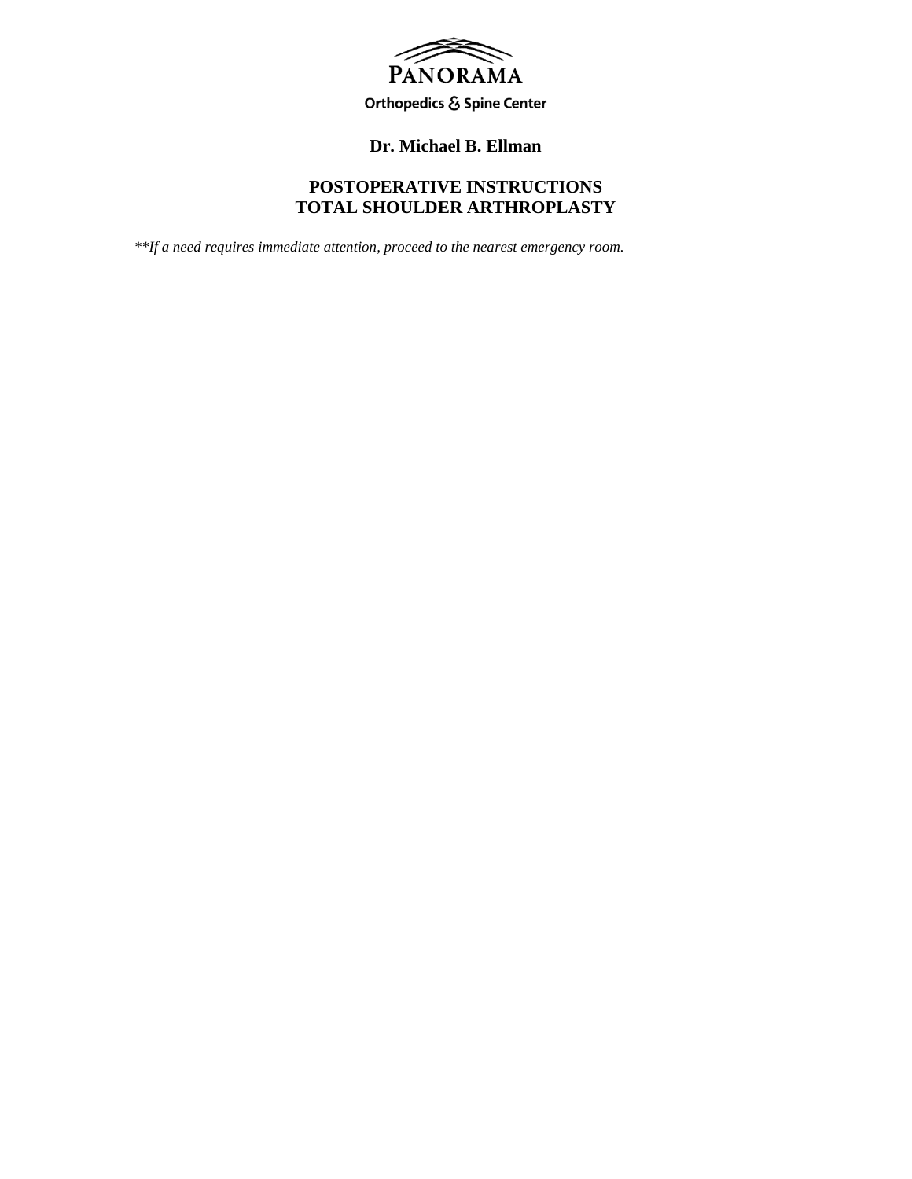PANORAMA

Orthopedics & Spine Center

**Dr. Michael B. Ellman**

## POSTOPERATIVE INSTRUCTIONS
## TOTAL SHOULDER ARTHROPLASTY

*\*\*If a need requires immediate attention, proceed to the nearest emergency room.*